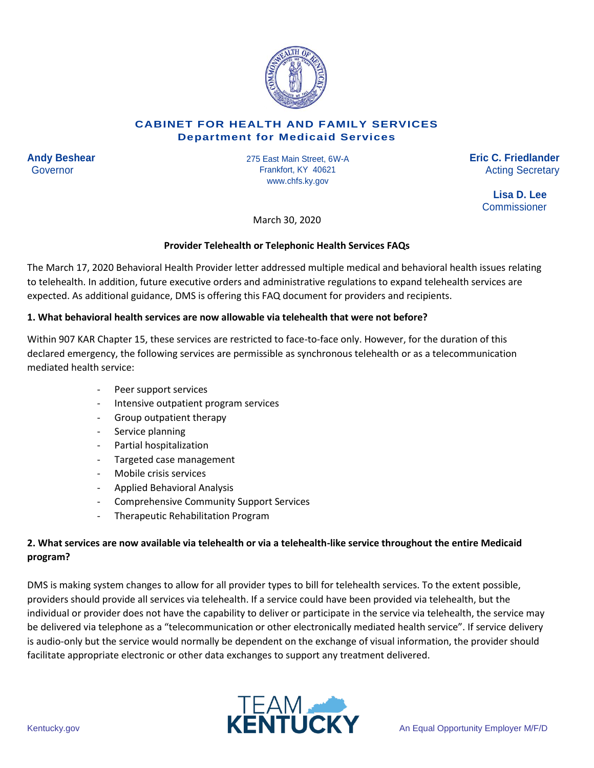**CABINET FOR HEALTH AND FAMILY SERVICES**
**Department for Medicaid Services**

**Andy Beshear**
Governor

275 East Main Street, 6W-A
Frankfort, KY 40621
www.chfs.ky.gov

**Eric C. Friedlander**
Acting Secretary

**Lisa D. Lee**
Commissioner

March 30, 2020

**Provider Telehealth or Telephonic Health Services FAQs**

The March 17, 2020 Behavioral Health Provider letter addressed multiple medical and behavioral health issues relating to telehealth. In addition, future executive orders and administrative regulations to expand telehealth services are expected. As additional guidance, DMS is offering this FAQ document for providers and recipients.

**1. What behavioral health services are now allowable via telehealth that were not before?**

Within 907 KAR Chapter 15, these services are restricted to face-to-face only. However, for the duration of this declared emergency, the following services are permissible as synchronous telehealth or as a telecommunication mediated health service:

- Peer support services
- Intensive outpatient program services
- Group outpatient therapy
- Service planning
- Partial hospitalization
- Targeted case management
- Mobile crisis services
- Applied Behavioral Analysis
- Comprehensive Community Support Services
- Therapeutic Rehabilitation Program

**2. What services are now available via telehealth or via a telehealth-like service throughout the entire Medicaid program?**

DMS is making system changes to allow for all provider types to bill for telehealth services. To the extent possible, providers should provide all services via telehealth. If a service could have been provided via telehealth, but the individual or provider does not have the capability to deliver or participate in the service via telehealth, the service may be delivered via telephone as a "telecommunication or other electronically mediated health service". If service delivery is audio-only but the service would normally be dependent on the exchange of visual information, the provider should facilitate appropriate electronic or other data exchanges to support any treatment delivered.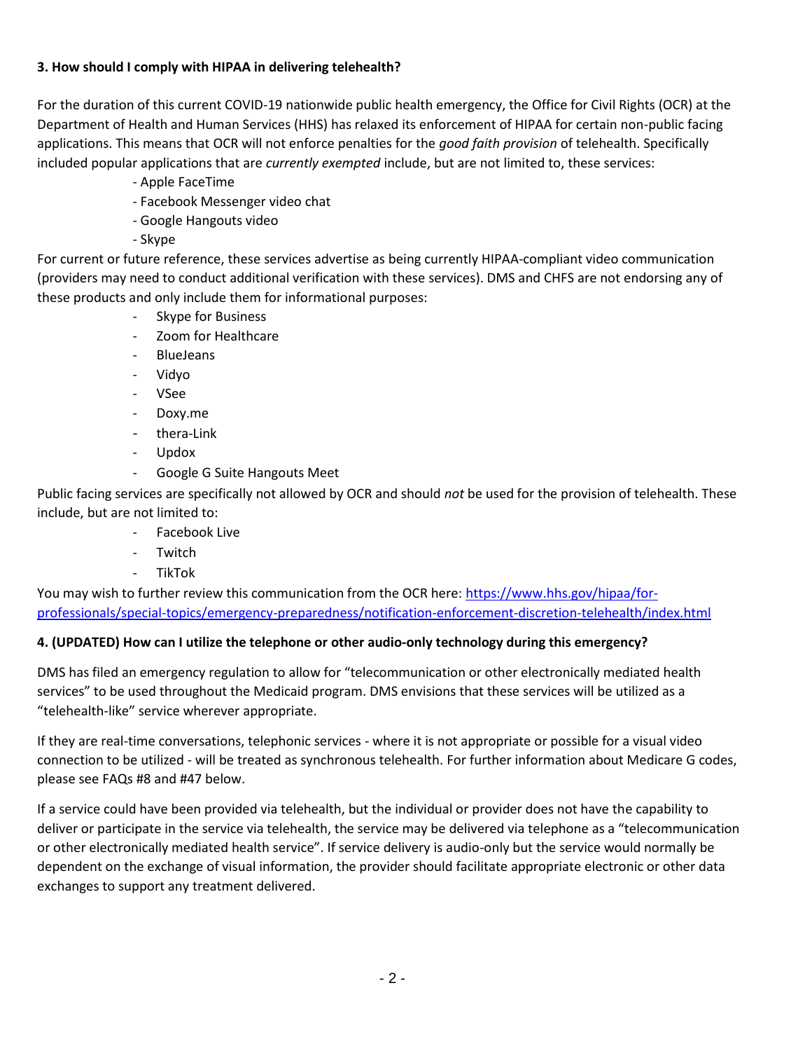**3. How should I comply with HIPAA in delivering telehealth?**

For the duration of this current COVID-19 nationwide public health emergency, the Office for Civil Rights (OCR) at the Department of Health and Human Services (HHS) has relaxed its enforcement of HIPAA for certain non-public facing applications. This means that OCR will not enforce penalties for the *good faith provision* of telehealth. Specifically included popular applications that are *currently exempted* include, but are not limited to, these services:

- Apple FaceTime
- Facebook Messenger video chat
- Google Hangouts video
- Skype

For current or future reference, these services advertise as being currently HIPAA-compliant video communication (providers may need to conduct additional verification with these services). DMS and CHFS are not endorsing any of these products and only include them for informational purposes:

- Skype for Business
- Zoom for Healthcare
- BlueJeans
- Vidyo
- VSee
- Doxy.me
- thera-Link
- Updox
- Google G Suite Hangouts Meet

Public facing services are specifically not allowed by OCR and should *not* be used for the provision of telehealth. These include, but are not limited to:

- Facebook Live
- Twitch
- TikTok

You may wish to further review this communication from the OCR here: [https://www.hhs.gov/hipaa/for-professionals/special-topics/emergency-preparedness/notification-enforcement-discretion-telehealth/index.html](https://www.hhs.gov/hipaa/for-professionals/special-topics/emergency-preparedness/notification-enforcement-discretion-telehealth/index.html)

**4. (UPDATED) How can I utilize the telephone or other audio-only technology during this emergency?**

DMS has filed an emergency regulation to allow for "telecommunication or other electronically mediated health services" to be used throughout the Medicaid program. DMS envisions that these services will be utilized as a "telehealth-like" service wherever appropriate.

If they are real-time conversations, telephonic services - where it is not appropriate or possible for a visual video connection to be utilized - will be treated as synchronous telehealth. For further information about Medicare G codes, please see FAQs #8 and #47 below.

If a service could have been provided via telehealth, but the individual or provider does not have the capability to deliver or participate in the service via telehealth, the service may be delivered via telephone as a "telecommunication or other electronically mediated health service". If service delivery is audio-only but the service would normally be dependent on the exchange of visual information, the provider should facilitate appropriate electronic or other data exchanges to support any treatment delivered.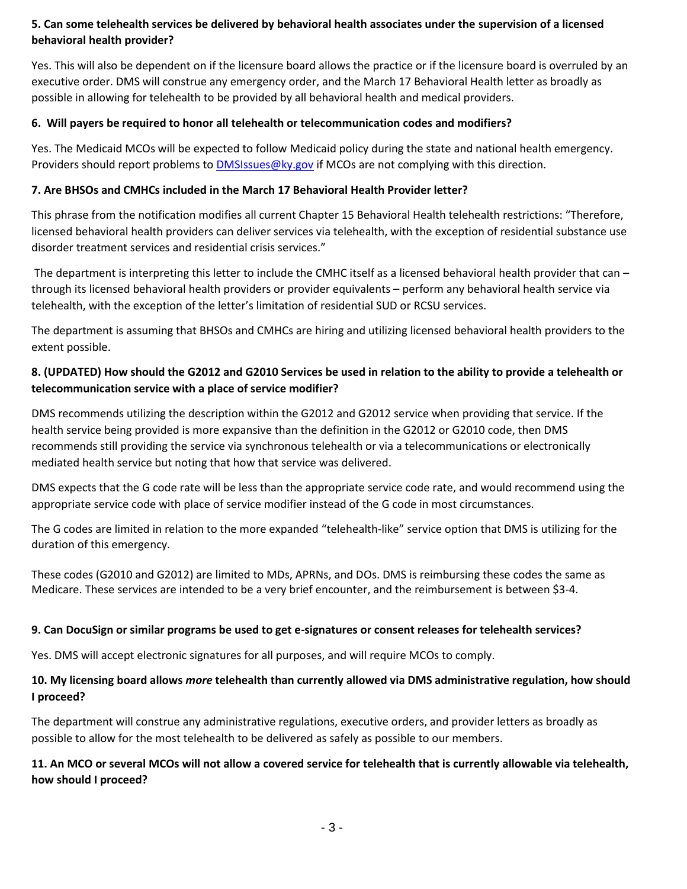**5. Can some telehealth services be delivered by behavioral health associates under the supervision of a licensed behavioral health provider?**

Yes. This will also be dependent on if the licensure board allows the practice or if the licensure board is overruled by an executive order. DMS will construe any emergency order, and the March 17 Behavioral Health letter as broadly as possible in allowing for telehealth to be provided by all behavioral health and medical providers.

**6. Will payers be required to honor all telehealth or telecommunication codes and modifiers?**

Yes. The Medicaid MCOs will be expected to follow Medicaid policy during the state and national health emergency. Providers should report problems to DMSIssues@ky.gov if MCOs are not complying with this direction.

**7. Are BHSOs and CMHCs included in the March 17 Behavioral Health Provider letter?**

This phrase from the notification modifies all current Chapter 15 Behavioral Health telehealth restrictions: "Therefore, licensed behavioral health providers can deliver services via telehealth, with the exception of residential substance use disorder treatment services and residential crisis services."

The department is interpreting this letter to include the CMHC itself as a licensed behavioral health provider that can – through its licensed behavioral health providers or provider equivalents – perform any behavioral health service via telehealth, with the exception of the letter's limitation of residential SUD or RCSU services.

The department is assuming that BHSOs and CMHCs are hiring and utilizing licensed behavioral health providers to the extent possible.

**8. (UPDATED) How should the G2012 and G2010 Services be used in relation to the ability to provide a telehealth or telecommunication service with a place of service modifier?**

DMS recommends utilizing the description within the G2012 and G2012 service when providing that service. If the health service being provided is more expansive than the definition in the G2012 or G2010 code, then DMS recommends still providing the service via synchronous telehealth or via a telecommunications or electronically mediated health service but noting that how that service was delivered.

DMS expects that the G code rate will be less than the appropriate service code rate, and would recommend using the appropriate service code with place of service modifier instead of the G code in most circumstances.

The G codes are limited in relation to the more expanded "telehealth-like" service option that DMS is utilizing for the duration of this emergency.

These codes (G2010 and G2012) are limited to MDs, APRNs, and DOs. DMS is reimbursing these codes the same as Medicare. These services are intended to be a very brief encounter, and the reimbursement is between $3-4.

**9. Can DocuSign or similar programs be used to get e-signatures or consent releases for telehealth services?**

Yes. DMS will accept electronic signatures for all purposes, and will require MCOs to comply.

**10. My licensing board allows *more* telehealth than currently allowed via DMS administrative regulation, how should I proceed?**

The department will construe any administrative regulations, executive orders, and provider letters as broadly as possible to allow for the most telehealth to be delivered as safely as possible to our members.

**11. An MCO or several MCOs will not allow a covered service for telehealth that is currently allowable via telehealth, how should I proceed?**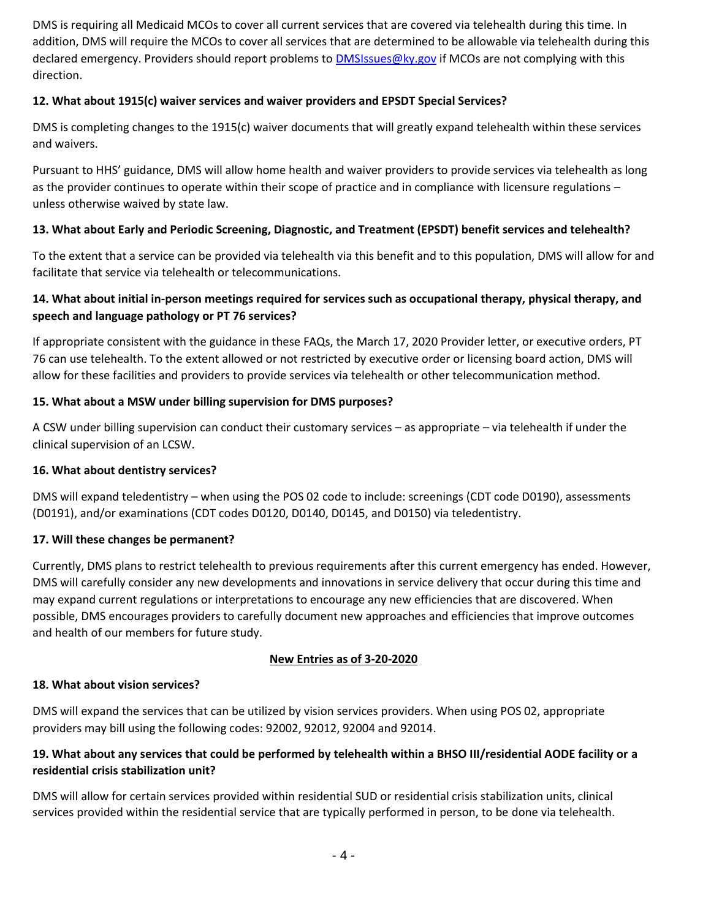DMS is requiring all Medicaid MCOs to cover all current services that are covered via telehealth during this time. In addition, DMS will require the MCOs to cover all services that are determined to be allowable via telehealth during this declared emergency. Providers should report problems to DMSIssues@ky.gov if MCOs are not complying with this direction.

**12. What about 1915(c) waiver services and waiver providers and EPSDT Special Services?**

DMS is completing changes to the 1915(c) waiver documents that will greatly expand telehealth within these services and waivers.

Pursuant to HHS' guidance, DMS will allow home health and waiver providers to provide services via telehealth as long as the provider continues to operate within their scope of practice and in compliance with licensure regulations – unless otherwise waived by state law.

**13. What about Early and Periodic Screening, Diagnostic, and Treatment (EPSDT) benefit services and telehealth?**

To the extent that a service can be provided via telehealth via this benefit and to this population, DMS will allow for and facilitate that service via telehealth or telecommunications.

**14. What about initial in-person meetings required for services such as occupational therapy, physical therapy, and speech and language pathology or PT 76 services?**

If appropriate consistent with the guidance in these FAQs, the March 17, 2020 Provider letter, or executive orders, PT 76 can use telehealth. To the extent allowed or not restricted by executive order or licensing board action, DMS will allow for these facilities and providers to provide services via telehealth or other telecommunication method.

**15. What about a MSW under billing supervision for DMS purposes?**

A CSW under billing supervision can conduct their customary services – as appropriate – via telehealth if under the clinical supervision of an LCSW.

**16. What about dentistry services?**

DMS will expand teledentistry – when using the POS 02 code to include: screenings (CDT code D0190), assessments (D0191), and/or examinations (CDT codes D0120, D0140, D0145, and D0150) via teledentistry.

**17. Will these changes be permanent?**

Currently, DMS plans to restrict telehealth to previous requirements after this current emergency has ended. However, DMS will carefully consider any new developments and innovations in service delivery that occur during this time and may expand current regulations or interpretations to encourage any new efficiencies that are discovered. When possible, DMS encourages providers to carefully document new approaches and efficiencies that improve outcomes and health of our members for future study.

**New Entries as of 3-20-2020**

**18. What about vision services?**

DMS will expand the services that can be utilized by vision services providers. When using POS 02, appropriate providers may bill using the following codes: 92002, 92012, 92004 and 92014.

**19. What about any services that could be performed by telehealth within a BHSO III/residential AODE facility or a residential crisis stabilization unit?**

DMS will allow for certain services provided within residential SUD or residential crisis stabilization units, clinical services provided within the residential service that are typically performed in person, to be done via telehealth.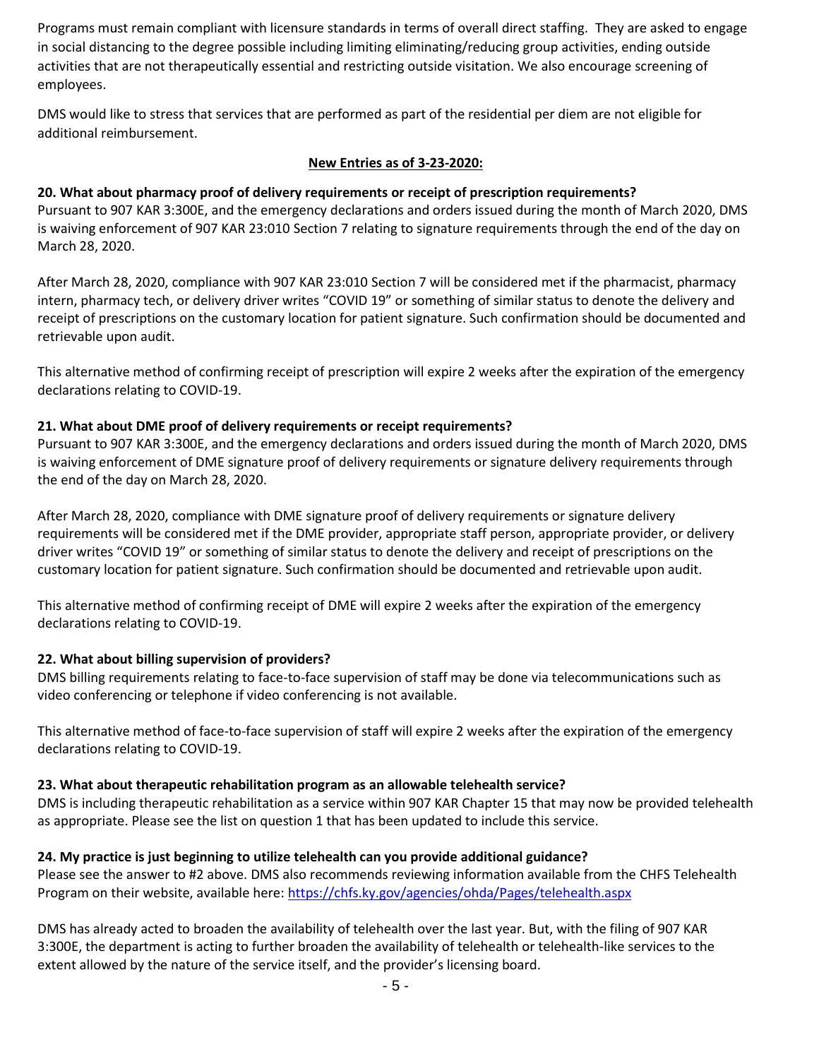Programs must remain compliant with licensure standards in terms of overall direct staffing. They are asked to engage in social distancing to the degree possible including limiting eliminating/reducing group activities, ending outside activities that are not therapeutically essential and restricting outside visitation. We also encourage screening of employees.

DMS would like to stress that services that are performed as part of the residential per diem are not eligible for additional reimbursement.

**New Entries as of 3-23-2020:**

**20. What about pharmacy proof of delivery requirements or receipt of prescription requirements?**
Pursuant to 907 KAR 3:300E, and the emergency declarations and orders issued during the month of March 2020, DMS is waiving enforcement of 907 KAR 23:010 Section 7 relating to signature requirements through the end of the day on March 28, 2020.

After March 28, 2020, compliance with 907 KAR 23:010 Section 7 will be considered met if the pharmacist, pharmacy intern, pharmacy tech, or delivery driver writes "COVID 19" or something of similar status to denote the delivery and receipt of prescriptions on the customary location for patient signature. Such confirmation should be documented and retrievable upon audit.

This alternative method of confirming receipt of prescription will expire 2 weeks after the expiration of the emergency declarations relating to COVID-19.

**21. What about DME proof of delivery requirements or receipt requirements?**
Pursuant to 907 KAR 3:300E, and the emergency declarations and orders issued during the month of March 2020, DMS is waiving enforcement of DME signature proof of delivery requirements or signature delivery requirements through the end of the day on March 28, 2020.

After March 28, 2020, compliance with DME signature proof of delivery requirements or signature delivery requirements will be considered met if the DME provider, appropriate staff person, appropriate provider, or delivery driver writes "COVID 19" or something of similar status to denote the delivery and receipt of prescriptions on the customary location for patient signature. Such confirmation should be documented and retrievable upon audit.

This alternative method of confirming receipt of DME will expire 2 weeks after the expiration of the emergency declarations relating to COVID-19.

**22. What about billing supervision of providers?**
DMS billing requirements relating to face-to-face supervision of staff may be done via telecommunications such as video conferencing or telephone if video conferencing is not available.

This alternative method of face-to-face supervision of staff will expire 2 weeks after the expiration of the emergency declarations relating to COVID-19.

**23. What about therapeutic rehabilitation program as an allowable telehealth service?**
DMS is including therapeutic rehabilitation as a service within 907 KAR Chapter 15 that may now be provided telehealth as appropriate. Please see the list on question 1 that has been updated to include this service.

**24. My practice is just beginning to utilize telehealth can you provide additional guidance?**
Please see the answer to #2 above. DMS also recommends reviewing information available from the CHFS Telehealth Program on their website, available here: https://chfs.ky.gov/agencies/ohda/Pages/telehealth.aspx

DMS has already acted to broaden the availability of telehealth over the last year. But, with the filing of 907 KAR 3:300E, the department is acting to further broaden the availability of telehealth or telehealth-like services to the extent allowed by the nature of the service itself, and the provider's licensing board.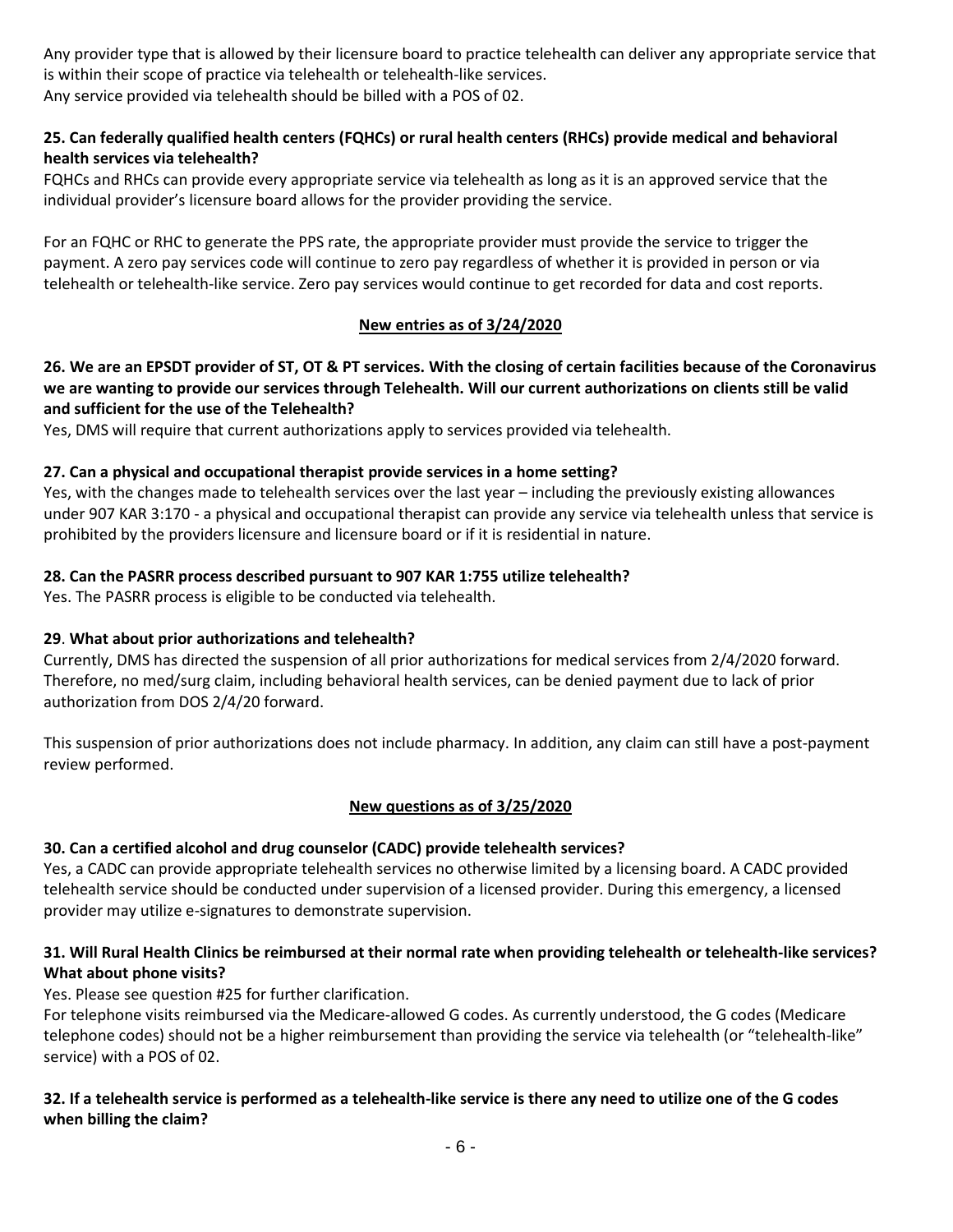Any provider type that is allowed by their licensure board to practice telehealth can deliver any appropriate service that is within their scope of practice via telehealth or telehealth-like services.
Any service provided via telehealth should be billed with a POS of 02.

**25. Can federally qualified health centers (FQHCs) or rural health centers (RHCs) provide medical and behavioral health services via telehealth?**

FQHCs and RHCs can provide every appropriate service via telehealth as long as it is an approved service that the individual provider's licensure board allows for the provider providing the service.

For an FQHC or RHC to generate the PPS rate, the appropriate provider must provide the service to trigger the payment. A zero pay services code will continue to zero pay regardless of whether it is provided in person or via telehealth or telehealth-like service. Zero pay services would continue to get recorded for data and cost reports.

## New entries as of 3/24/2020

**26. We are an EPSDT provider of ST, OT & PT services. With the closing of certain facilities because of the Coronavirus we are wanting to provide our services through Telehealth. Will our current authorizations on clients still be valid and sufficient for the use of the Telehealth?**

Yes, DMS will require that current authorizations apply to services provided via telehealth.

**27. Can a physical and occupational therapist provide services in a home setting?**

Yes, with the changes made to telehealth services over the last year – including the previously existing allowances under 907 KAR 3:170 - a physical and occupational therapist can provide any service via telehealth unless that service is prohibited by the providers licensure and licensure board or if it is residential in nature.

**28. Can the PASRR process described pursuant to 907 KAR 1:755 utilize telehealth?**

Yes. The PASRR process is eligible to be conducted via telehealth.

**29. What about prior authorizations and telehealth?**

Currently, DMS has directed the suspension of all prior authorizations for medical services from 2/4/2020 forward. Therefore, no med/surg claim, including behavioral health services, can be denied payment due to lack of prior authorization from DOS 2/4/20 forward.

This suspension of prior authorizations does not include pharmacy. In addition, any claim can still have a post-payment review performed.

## New questions as of 3/25/2020

**30. Can a certified alcohol and drug counselor (CADC) provide telehealth services?**

Yes, a CADC can provide appropriate telehealth services no otherwise limited by a licensing board. A CADC provided telehealth service should be conducted under supervision of a licensed provider. During this emergency, a licensed provider may utilize e-signatures to demonstrate supervision.

**31. Will Rural Health Clinics be reimbursed at their normal rate when providing telehealth or telehealth-like services? What about phone visits?**

Yes. Please see question #25 for further clarification.
For telephone visits reimbursed via the Medicare-allowed G codes. As currently understood, the G codes (Medicare telephone codes) should not be a higher reimbursement than providing the service via telehealth (or "telehealth-like" service) with a POS of 02.

**32. If a telehealth service is performed as a telehealth-like service is there any need to utilize one of the G codes when billing the claim?**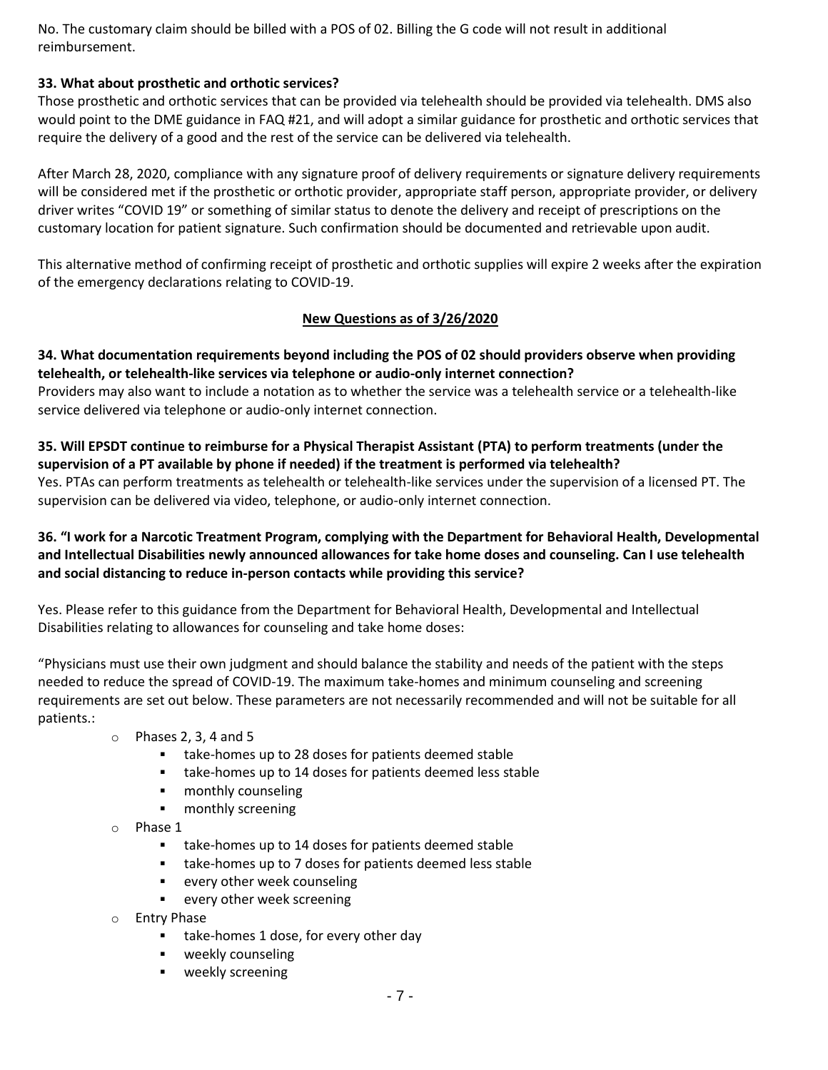No. The customary claim should be billed with a POS of 02. Billing the G code will not result in additional reimbursement.

**33. What about prosthetic and orthotic services?**

Those prosthetic and orthotic services that can be provided via telehealth should be provided via telehealth. DMS also would point to the DME guidance in FAQ #21, and will adopt a similar guidance for prosthetic and orthotic services that require the delivery of a good and the rest of the service can be delivered via telehealth.

After March 28, 2020, compliance with any signature proof of delivery requirements or signature delivery requirements will be considered met if the prosthetic or orthotic provider, appropriate staff person, appropriate provider, or delivery driver writes "COVID 19" or something of similar status to denote the delivery and receipt of prescriptions on the customary location for patient signature. Such confirmation should be documented and retrievable upon audit.

This alternative method of confirming receipt of prosthetic and orthotic supplies will expire 2 weeks after the expiration of the emergency declarations relating to COVID-19.

## New Questions as of 3/26/2020

**34. What documentation requirements beyond including the POS of 02 should providers observe when providing telehealth, or telehealth-like services via telephone or audio-only internet connection?**

Providers may also want to include a notation as to whether the service was a telehealth service or a telehealth-like service delivered via telephone or audio-only internet connection.

**35. Will EPSDT continue to reimburse for a Physical Therapist Assistant (PTA) to perform treatments (under the supervision of a PT available by phone if needed) if the treatment is performed via telehealth?**

Yes. PTAs can perform treatments as telehealth or telehealth-like services under the supervision of a licensed PT. The supervision can be delivered via video, telephone, or audio-only internet connection.

**36. "I work for a Narcotic Treatment Program, complying with the Department for Behavioral Health, Developmental and Intellectual Disabilities newly announced allowances for take home doses and counseling. Can I use telehealth and social distancing to reduce in-person contacts while providing this service?**

Yes. Please refer to this guidance from the Department for Behavioral Health, Developmental and Intellectual Disabilities relating to allowances for counseling and take home doses:

"Physicians must use their own judgment and should balance the stability and needs of the patient with the steps needed to reduce the spread of COVID-19. The maximum take-homes and minimum counseling and screening requirements are set out below. These parameters are not necessarily recommended and will not be suitable for all patients.:

- Phases 2, 3, 4 and 5
  - take-homes up to 28 doses for patients deemed stable
  - take-homes up to 14 doses for patients deemed less stable
  - monthly counseling
  - monthly screening
- Phase 1
  - take-homes up to 14 doses for patients deemed stable
  - take-homes up to 7 doses for patients deemed less stable
  - every other week counseling
  - every other week screening
- Entry Phase
  - take-homes 1 dose, for every other day
  - weekly counseling
  - weekly screening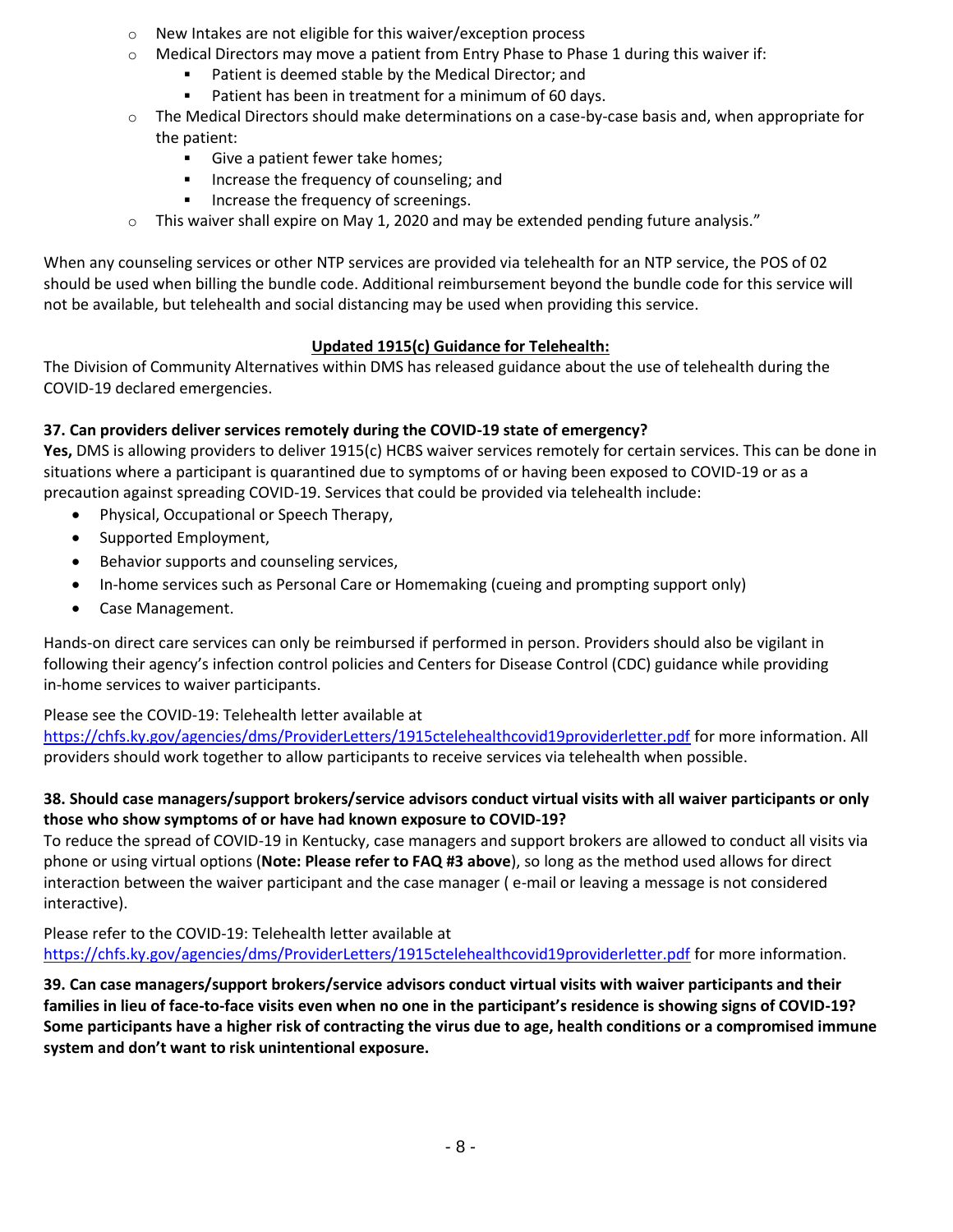- New Intakes are not eligible for this waiver/exception process
- Medical Directors may move a patient from Entry Phase to Phase 1 during this waiver if:
    - Patient is deemed stable by the Medical Director; and
    - Patient has been in treatment for a minimum of 60 days.
- The Medical Directors should make determinations on a case-by-case basis and, when appropriate for the patient:
    - Give a patient fewer take homes;
    - Increase the frequency of counseling; and
    - Increase the frequency of screenings.
- This waiver shall expire on May 1, 2020 and may be extended pending future analysis."

When any counseling services or other NTP services are provided via telehealth for an NTP service, the POS of 02 should be used when billing the bundle code. Additional reimbursement beyond the bundle code for this service will not be available, but telehealth and social distancing may be used when providing this service.

## Updated 1915(c) Guidance for Telehealth:

The Division of Community Alternatives within DMS has released guidance about the use of telehealth during the COVID-19 declared emergencies.

**37. Can providers deliver services remotely during the COVID-19 state of emergency?**

**Yes,** DMS is allowing providers to deliver 1915(c) HCBS waiver services remotely for certain services. This can be done in situations where a participant is quarantined due to symptoms of or having been exposed to COVID-19 or as a precaution against spreading COVID-19. Services that could be provided via telehealth include:

- Physical, Occupational or Speech Therapy,
- Supported Employment,
- Behavior supports and counseling services,
- In-home services such as Personal Care or Homemaking (cueing and prompting support only)
- Case Management.

Hands-on direct care services can only be reimbursed if performed in person. Providers should also be vigilant in following their agency's infection control policies and Centers for Disease Control (CDC) guidance while providing in-home services to waiver participants.

Please see the COVID-19: Telehealth letter available at https://chfs.ky.gov/agencies/dms/ProviderLetters/1915ctelehealthcovid19providerletter.pdf for more information. All providers should work together to allow participants to receive services via telehealth when possible.

**38. Should case managers/support brokers/service advisors conduct virtual visits with all waiver participants or only those who show symptoms of or have had known exposure to COVID-19?**

To reduce the spread of COVID-19 in Kentucky, case managers and support brokers are allowed to conduct all visits via phone or using virtual options (**Note: Please refer to FAQ #3 above**), so long as the method used allows for direct interaction between the waiver participant and the case manager ( e-mail or leaving a message is not considered interactive).

Please refer to the COVID-19: Telehealth letter available at https://chfs.ky.gov/agencies/dms/ProviderLetters/1915ctelehealthcovid19providerletter.pdf for more information.

**39. Can case managers/support brokers/service advisors conduct virtual visits with waiver participants and their families in lieu of face-to-face visits even when no one in the participant's residence is showing signs of COVID-19? Some participants have a higher risk of contracting the virus due to age, health conditions or a compromised immune system and don't want to risk unintentional exposure.**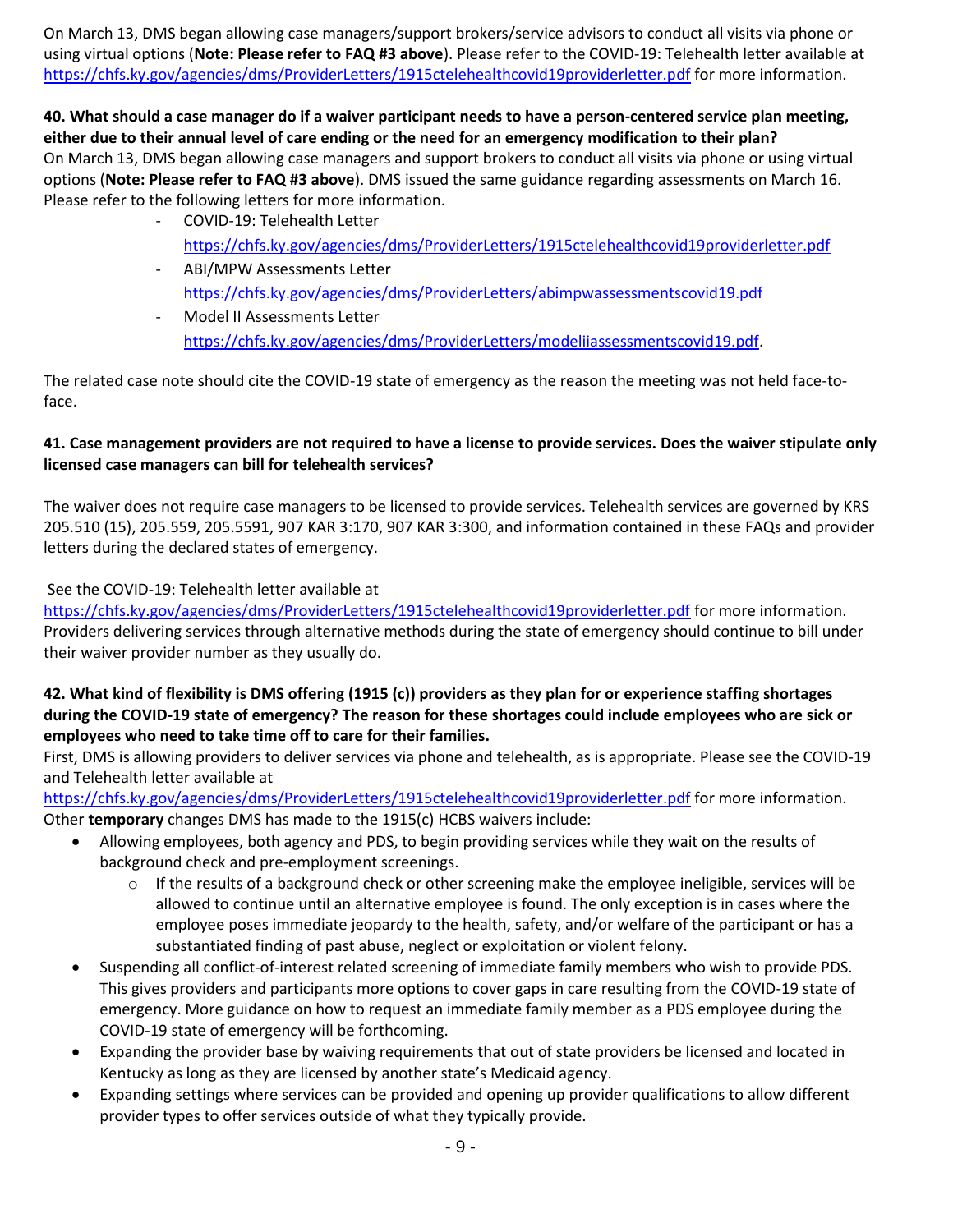On March 13, DMS began allowing case managers/support brokers/service advisors to conduct all visits via phone or using virtual options (**Note: Please refer to FAQ #3 above**). Please refer to the COVID-19: Telehealth letter available at https://chfs.ky.gov/agencies/dms/ProviderLetters/1915ctelehealthcovid19providerletter.pdf for more information.

**40. What should a case manager do if a waiver participant needs to have a person-centered service plan meeting, either due to their annual level of care ending or the need for an emergency modification to their plan?**

On March 13, DMS began allowing case managers and support brokers to conduct all visits via phone or using virtual options (**Note: Please refer to FAQ #3 above**). DMS issued the same guidance regarding assessments on March 16. Please refer to the following letters for more information.

- COVID-19: Telehealth Letter
  https://chfs.ky.gov/agencies/dms/ProviderLetters/1915ctelehealthcovid19providerletter.pdf
- ABI/MPW Assessments Letter
  https://chfs.ky.gov/agencies/dms/ProviderLetters/abimpwassessmentscovid19.pdf
- Model II Assessments Letter
  https://chfs.ky.gov/agencies/dms/ProviderLetters/modeliiassessmentscovid19.pdf.

The related case note should cite the COVID-19 state of emergency as the reason the meeting was not held face-to-face.

**41. Case management providers are not required to have a license to provide services. Does the waiver stipulate only licensed case managers can bill for telehealth services?**

The waiver does not require case managers to be licensed to provide services. Telehealth services are governed by KRS 205.510 (15), 205.559, 205.5591, 907 KAR 3:170, 907 KAR 3:300, and information contained in these FAQs and provider letters during the declared states of emergency.

See the COVID-19: Telehealth letter available at https://chfs.ky.gov/agencies/dms/ProviderLetters/1915ctelehealthcovid19providerletter.pdf for more information. Providers delivering services through alternative methods during the state of emergency should continue to bill under their waiver provider number as they usually do.

**42. What kind of flexibility is DMS offering (1915 (c)) providers as they plan for or experience staffing shortages during the COVID-19 state of emergency? The reason for these shortages could include employees who are sick or employees who need to take time off to care for their families.**

First, DMS is allowing providers to deliver services via phone and telehealth, as is appropriate. Please see the COVID-19 and Telehealth letter available at https://chfs.ky.gov/agencies/dms/ProviderLetters/1915ctelehealthcovid19providerletter.pdf for more information. Other **temporary** changes DMS has made to the 1915(c) HCBS waivers include:

- Allowing employees, both agency and PDS, to begin providing services while they wait on the results of background check and pre-employment screenings.
  - If the results of a background check or other screening make the employee ineligible, services will be allowed to continue until an alternative employee is found. The only exception is in cases where the employee poses immediate jeopardy to the health, safety, and/or welfare of the participant or has a substantiated finding of past abuse, neglect or exploitation or violent felony.
- Suspending all conflict-of-interest related screening of immediate family members who wish to provide PDS. This gives providers and participants more options to cover gaps in care resulting from the COVID-19 state of emergency. More guidance on how to request an immediate family member as a PDS employee during the COVID-19 state of emergency will be forthcoming.
- Expanding the provider base by waiving requirements that out of state providers be licensed and located in Kentucky as long as they are licensed by another state's Medicaid agency.
- Expanding settings where services can be provided and opening up provider qualifications to allow different provider types to offer services outside of what they typically provide.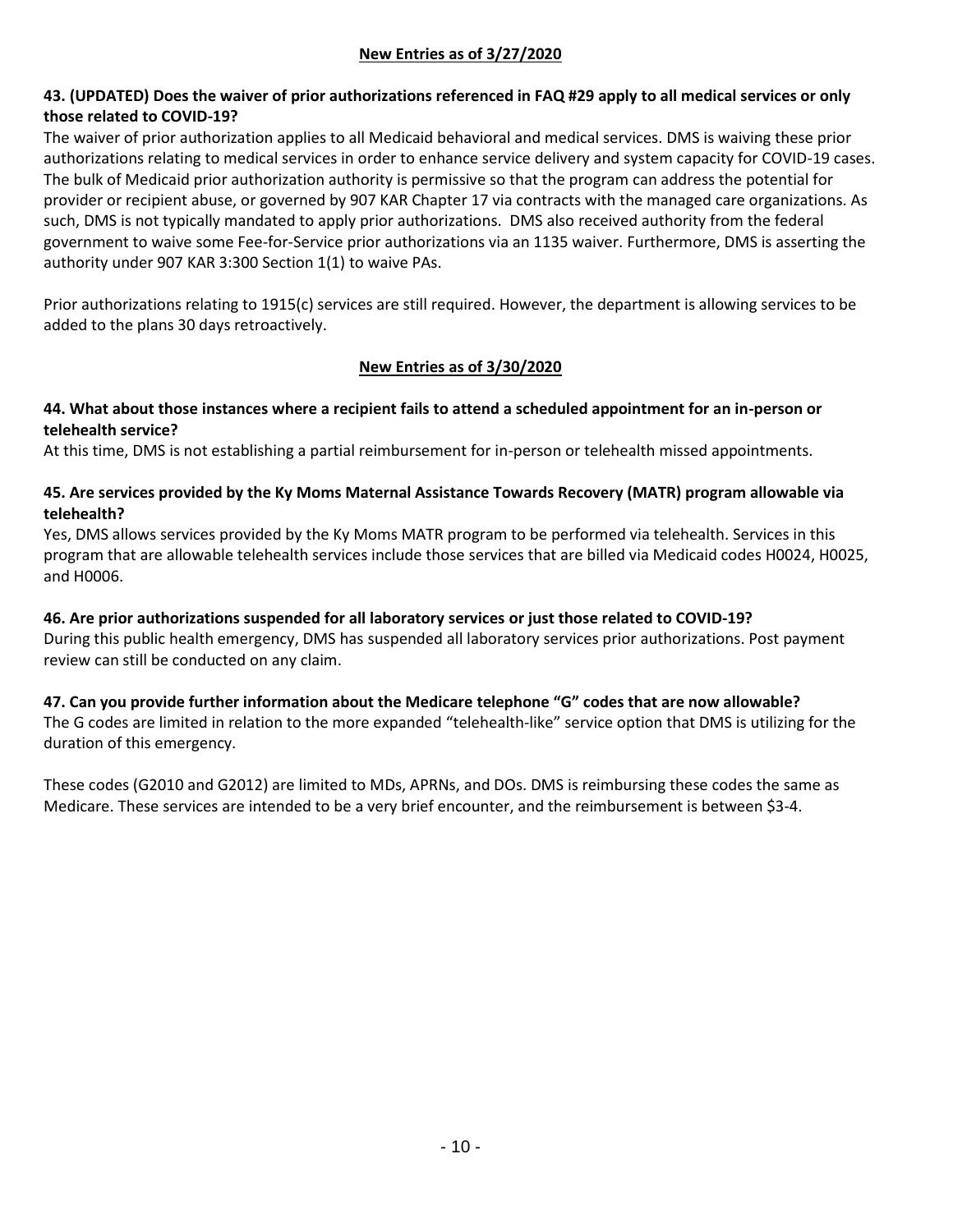## New Entries as of 3/27/2020

**43. (UPDATED) Does the waiver of prior authorizations referenced in FAQ #29 apply to all medical services or only those related to COVID-19?**

The waiver of prior authorization applies to all Medicaid behavioral and medical services. DMS is waiving these prior authorizations relating to medical services in order to enhance service delivery and system capacity for COVID-19 cases. The bulk of Medicaid prior authorization authority is permissive so that the program can address the potential for provider or recipient abuse, or governed by 907 KAR Chapter 17 via contracts with the managed care organizations. As such, DMS is not typically mandated to apply prior authorizations. DMS also received authority from the federal government to waive some Fee-for-Service prior authorizations via an 1135 waiver. Furthermore, DMS is asserting the authority under 907 KAR 3:300 Section 1(1) to waive PAs.

Prior authorizations relating to 1915(c) services are still required. However, the department is allowing services to be added to the plans 30 days retroactively.

## New Entries as of 3/30/2020

**44. What about those instances where a recipient fails to attend a scheduled appointment for an in-person or telehealth service?**

At this time, DMS is not establishing a partial reimbursement for in-person or telehealth missed appointments.

**45. Are services provided by the Ky Moms Maternal Assistance Towards Recovery (MATR) program allowable via telehealth?**

Yes, DMS allows services provided by the Ky Moms MATR program to be performed via telehealth. Services in this program that are allowable telehealth services include those services that are billed via Medicaid codes H0024, H0025, and H0006.

**46. Are prior authorizations suspended for all laboratory services or just those related to COVID-19?**

During this public health emergency, DMS has suspended all laboratory services prior authorizations. Post payment review can still be conducted on any claim.

**47. Can you provide further information about the Medicare telephone "G" codes that are now allowable?**

The G codes are limited in relation to the more expanded "telehealth-like" service option that DMS is utilizing for the duration of this emergency.

These codes (G2010 and G2012) are limited to MDs, APRNs, and DOs. DMS is reimbursing these codes the same as Medicare. These services are intended to be a very brief encounter, and the reimbursement is between $3-4.